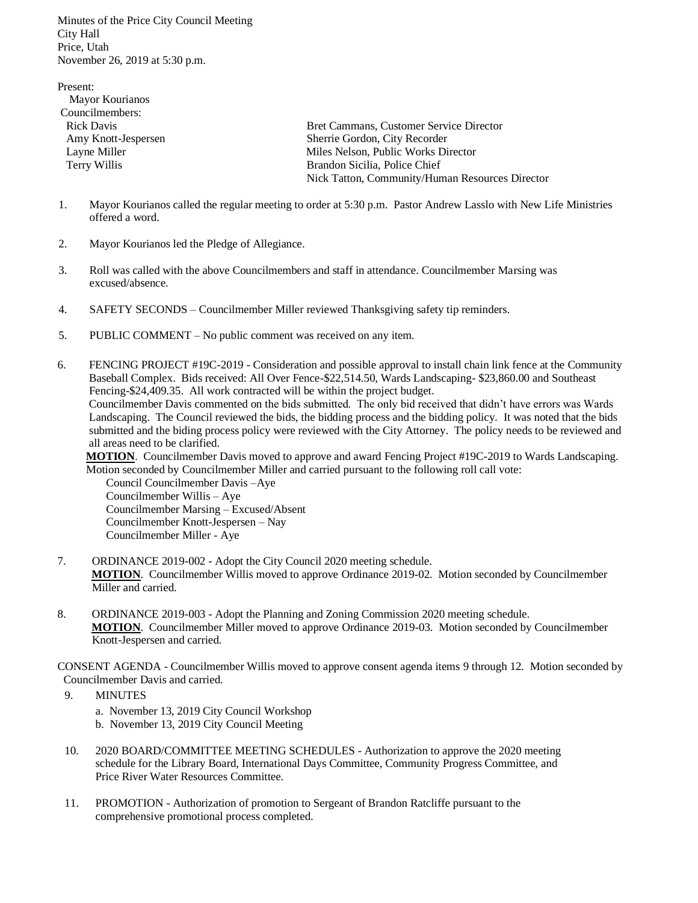Minutes of the Price City Council Meeting
City Hall
Price, Utah
November 26, 2019 at 5:30 p.m.

Present:
Mayor Kourianos
Councilmembers:
Rick Davis
Amy Knott-Jespersen
Layne Miller
Terry Willis

Bret Cammans, Customer Service Director
Sherrie Gordon, City Recorder
Miles Nelson, Public Works Director
Brandon Sicilia, Police Chief
Nick Tatton, Community/Human Resources Director

1. Mayor Kourianos called the regular meeting to order at 5:30 p.m. Pastor Andrew Lasslo with New Life Ministries offered a word.

2. Mayor Kourianos led the Pledge of Allegiance.

3. Roll was called with the above Councilmembers and staff in attendance. Councilmember Marsing was excused/absence.

4. SAFETY SECONDS – Councilmember Miller reviewed Thanksgiving safety tip reminders.

5. PUBLIC COMMENT – No public comment was received on any item.

6. FENCING PROJECT #19C-2019 - Consideration and possible approval to install chain link fence at the Community Baseball Complex. Bids received: All Over Fence-$22,514.50, Wards Landscaping- $23,860.00 and Southeast Fencing-$24,409.35. All work contracted will be within the project budget.
   Councilmember Davis commented on the bids submitted. The only bid received that didn't have errors was Wards Landscaping. The Council reviewed the bids, the bidding process and the bidding policy. It was noted that the bids submitted and the biding process policy were reviewed with the City Attorney. The policy needs to be reviewed and all areas need to be clarified.
   **MOTION**. Councilmember Davis moved to approve and award Fencing Project #19C-2019 to Wards Landscaping. Motion seconded by Councilmember Miller and carried pursuant to the following roll call vote:
   Council Councilmember Davis –Aye
   Councilmember Willis – Aye
   Councilmember Marsing – Excused/Absent
   Councilmember Knott-Jespersen – Nay
   Councilmember Miller - Aye

7. ORDINANCE 2019-002 - Adopt the City Council 2020 meeting schedule.
   **MOTION**. Councilmember Willis moved to approve Ordinance 2019-02. Motion seconded by Councilmember Miller and carried.

8. ORDINANCE 2019-003 - Adopt the Planning and Zoning Commission 2020 meeting schedule.
   **MOTION**. Councilmember Miller moved to approve Ordinance 2019-03. Motion seconded by Councilmember Knott-Jespersen and carried.

CONSENT AGENDA - Councilmember Willis moved to approve consent agenda items 9 through 12. Motion seconded by Councilmember Davis and carried.

9. MINUTES
   a. November 13, 2019 City Council Workshop
   b. November 13, 2019 City Council Meeting

10. 2020 BOARD/COMMITTEE MEETING SCHEDULES - Authorization to approve the 2020 meeting schedule for the Library Board, International Days Committee, Community Progress Committee, and Price River Water Resources Committee.

11. PROMOTION - Authorization of promotion to Sergeant of Brandon Ratcliffe pursuant to the comprehensive promotional process completed.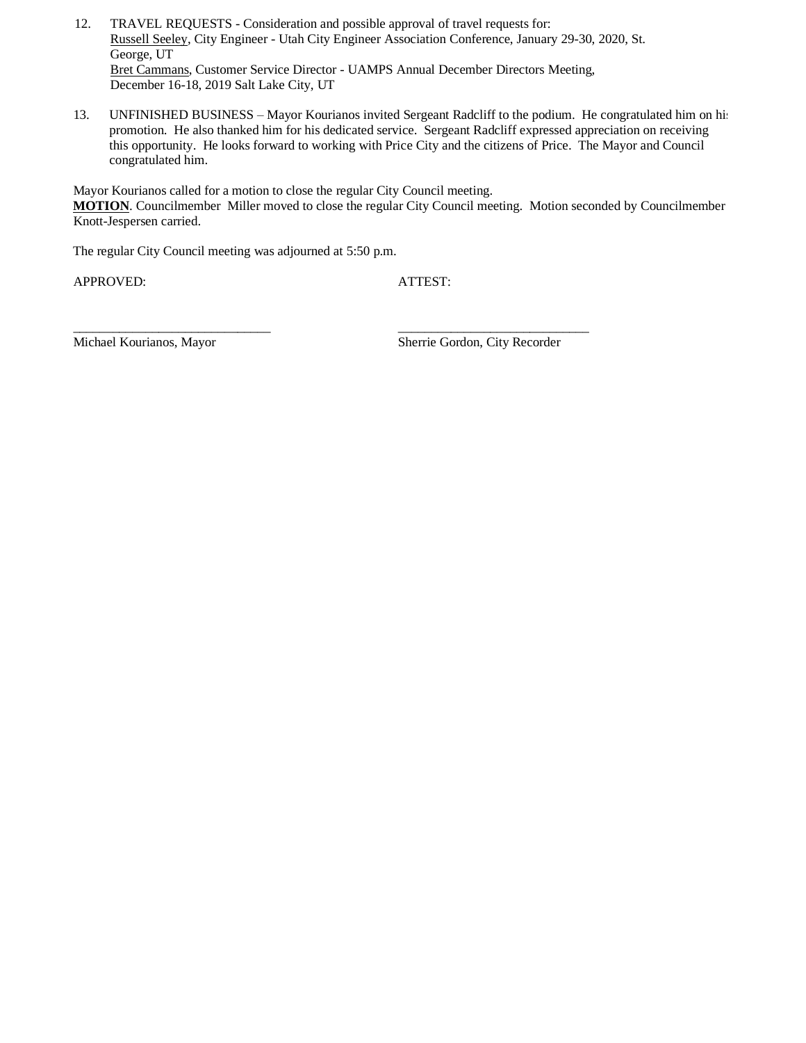12. TRAVEL REQUESTS - Consideration and possible approval of travel requests for:
    Russell Seeley, City Engineer - Utah City Engineer Association Conference, January 29-30, 2020, St. George, UT
    Bret Cammans, Customer Service Director - UAMPS Annual December Directors Meeting, December 16-18, 2019 Salt Lake City, UT

13. UNFINISHED BUSINESS – Mayor Kourianos invited Sergeant Radcliff to the podium. He congratulated him on his promotion. He also thanked him for his dedicated service. Sergeant Radcliff expressed appreciation on receiving this opportunity. He looks forward to working with Price City and the citizens of Price. The Mayor and Council congratulated him.

Mayor Kourianos called for a motion to close the regular City Council meeting.
**MOTION**. Councilmember Miller moved to close the regular City Council meeting. Motion seconded by Councilmember Knott-Jespersen carried.

The regular City Council meeting was adjourned at 5:50 p.m.

APPROVED: ATTEST:

_____________________________ _____________________________
Michael Kourianos, Mayor Sherrie Gordon, City Recorder